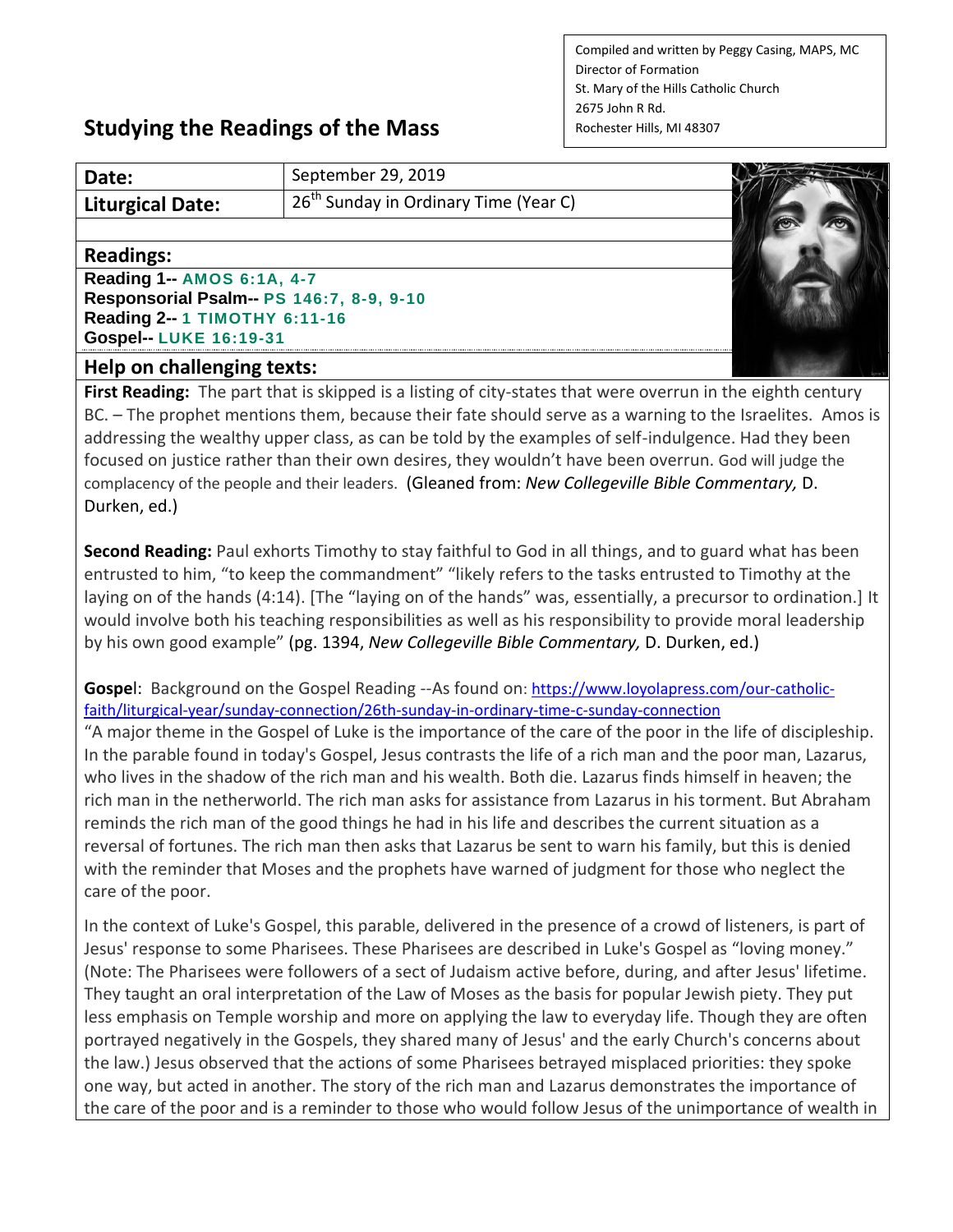Compiled and written by Peggy Casing, MAPS, MC
Director of Formation
St. Mary of the Hills Catholic Church
2675 John R Rd.
Rochester Hills, MI 48307

# Studying the Readings of the Mass

| **Date:** | September 29, 2019 |
|---|---|
| **Liturgical Date:** | 26th Sunday in Ordinary Time (Year C) |

## Readings:

**Reading 1--** AMOS 6:1A, 4-7
**Responsorial Psalm--** PS 146:7, 8-9, 9-10
**Reading 2--** 1 TIMOTHY 6:11-16
**Gospel--** LUKE 16:19-31

## Help on challenging texts:

**First Reading:** The part that is skipped is a listing of city-states that were overrun in the eighth century BC. – The prophet mentions them, because their fate should serve as a warning to the Israelites. Amos is addressing the wealthy upper class, as can be told by the examples of self-indulgence. Had they been focused on justice rather than their own desires, they wouldn't have been overrun. God will judge the complacency of the people and their leaders. (Gleaned from: *New Collegeville Bible Commentary,* D. Durken, ed.)

**Second Reading:** Paul exhorts Timothy to stay faithful to God in all things, and to guard what has been entrusted to him, "to keep the commandment" "likely refers to the tasks entrusted to Timothy at the laying on of the hands (4:14). [The "laying on of the hands" was, essentially, a precursor to ordination.] It would involve both his teaching responsibilities as well as his responsibility to provide moral leadership by his own good example" (pg. 1394, *New Collegeville Bible Commentary,* D. Durken, ed.)

**Gospel**: Background on the Gospel Reading --As found on: https://www.loyolapress.com/our-catholic-faith/liturgical-year/sunday-connection/26th-sunday-in-ordinary-time-c-sunday-connection
"A major theme in the Gospel of Luke is the importance of the care of the poor in the life of discipleship. In the parable found in today's Gospel, Jesus contrasts the life of a rich man and the poor man, Lazarus, who lives in the shadow of the rich man and his wealth. Both die. Lazarus finds himself in heaven; the rich man in the netherworld. The rich man asks for assistance from Lazarus in his torment. But Abraham reminds the rich man of the good things he had in his life and describes the current situation as a reversal of fortunes. The rich man then asks that Lazarus be sent to warn his family, but this is denied with the reminder that Moses and the prophets have warned of judgment for those who neglect the care of the poor.

In the context of Luke's Gospel, this parable, delivered in the presence of a crowd of listeners, is part of Jesus' response to some Pharisees. These Pharisees are described in Luke's Gospel as "loving money." (Note: The Pharisees were followers of a sect of Judaism active before, during, and after Jesus' lifetime. They taught an oral interpretation of the Law of Moses as the basis for popular Jewish piety. They put less emphasis on Temple worship and more on applying the law to everyday life. Though they are often portrayed negatively in the Gospels, they shared many of Jesus' and the early Church's concerns about the law.) Jesus observed that the actions of some Pharisees betrayed misplaced priorities: they spoke one way, but acted in another. The story of the rich man and Lazarus demonstrates the importance of the care of the poor and is a reminder to those who would follow Jesus of the unimportance of wealth in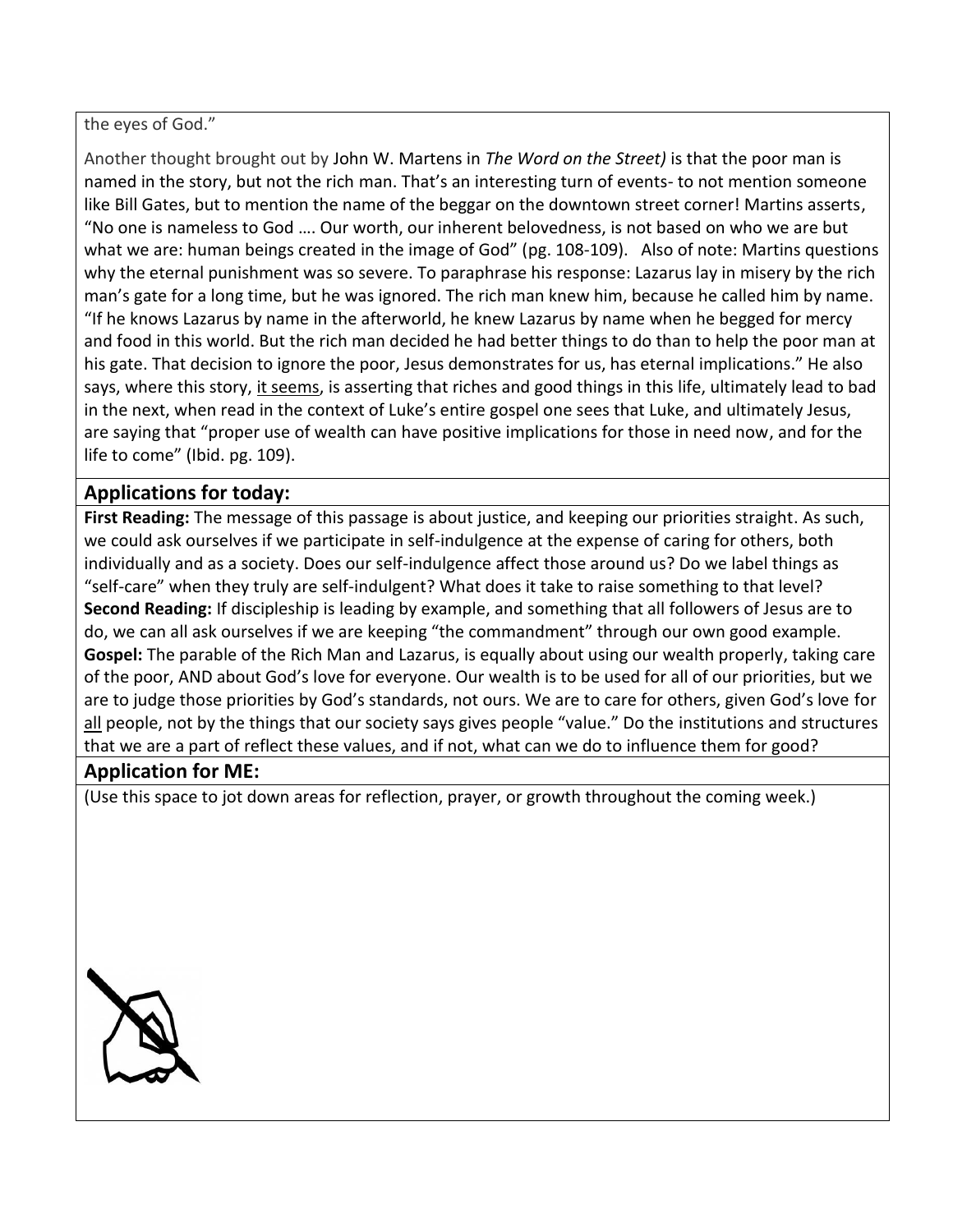the eyes of God."

Another thought brought out by John W. Martens in *The Word on the Street)* is that the poor man is named in the story, but not the rich man. That's an interesting turn of events- to not mention someone like Bill Gates, but to mention the name of the beggar on the downtown street corner! Martins asserts, "No one is nameless to God …. Our worth, our inherent belovedness, is not based on who we are but what we are: human beings created in the image of God" (pg. 108-109). Also of note: Martins questions why the eternal punishment was so severe. To paraphrase his response: Lazarus lay in misery by the rich man's gate for a long time, but he was ignored. The rich man knew him, because he called him by name. "If he knows Lazarus by name in the afterworld, he knew Lazarus by name when he begged for mercy and food in this world. But the rich man decided he had better things to do than to help the poor man at his gate. That decision to ignore the poor, Jesus demonstrates for us, has eternal implications." He also says, where this story, <u>it seems</u>, is asserting that riches and good things in this life, ultimately lead to bad in the next, when read in the context of Luke's entire gospel one sees that Luke, and ultimately Jesus, are saying that "proper use of wealth can have positive implications for those in need now, and for the life to come" (Ibid. pg. 109).

## Applications for today:

**First Reading:** The message of this passage is about justice, and keeping our priorities straight. As such, we could ask ourselves if we participate in self-indulgence at the expense of caring for others, both individually and as a society. Does our self-indulgence affect those around us? Do we label things as "self-care" when they truly are self-indulgent? What does it take to raise something to that level?
**Second Reading:** If discipleship is leading by example, and something that all followers of Jesus are to do, we can all ask ourselves if we are keeping "the commandment" through our own good example.
**Gospel:** The parable of the Rich Man and Lazarus, is equally about using our wealth properly, taking care of the poor, AND about God's love for everyone. Our wealth is to be used for all of our priorities, but we are to judge those priorities by God's standards, not ours. We are to care for others, given God's love for <u>all</u> people, not by the things that our society says gives people "value." Do the institutions and structures that we are a part of reflect these values, and if not, what can we do to influence them for good?

## Application for ME:

(Use this space to jot down areas for reflection, prayer, or growth throughout the coming week.)